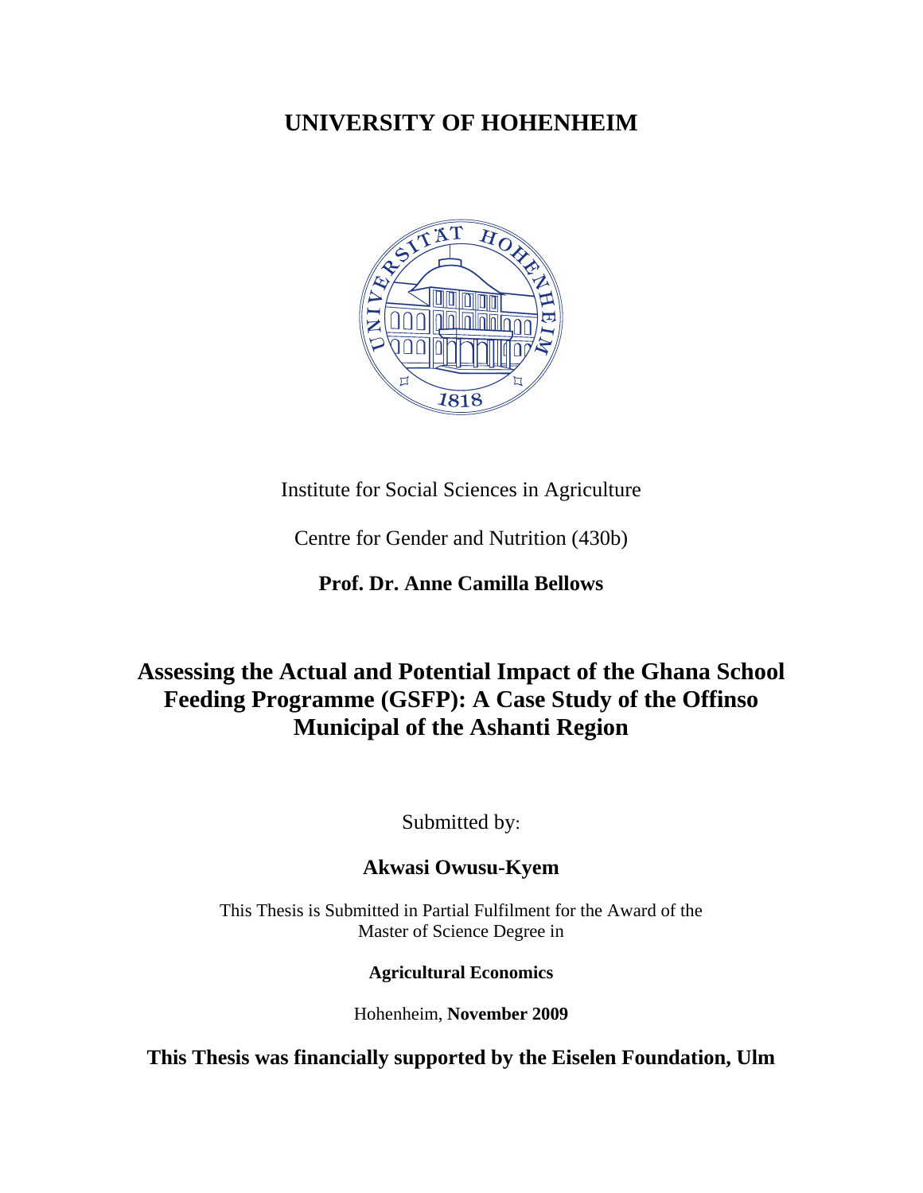# UNIVERSITY OF HOHENHEIM

Institute for Social Sciences in Agriculture

Centre for Gender and Nutrition (430b)

**Prof. Dr. Anne Camilla Bellows**

## Assessing the Actual and Potential Impact of the Ghana School Feeding Programme (GSFP): A Case Study of the Offinso Municipal of the Ashanti Region

Submitted by:

**Akwasi Owusu-Kyem**

This Thesis is Submitted in Partial Fulfilment for the Award of the Master of Science Degree in

**Agricultural Economics**

Hohenheim, **November 2009**

**This Thesis was financially supported by the Eiselen Foundation, Ulm**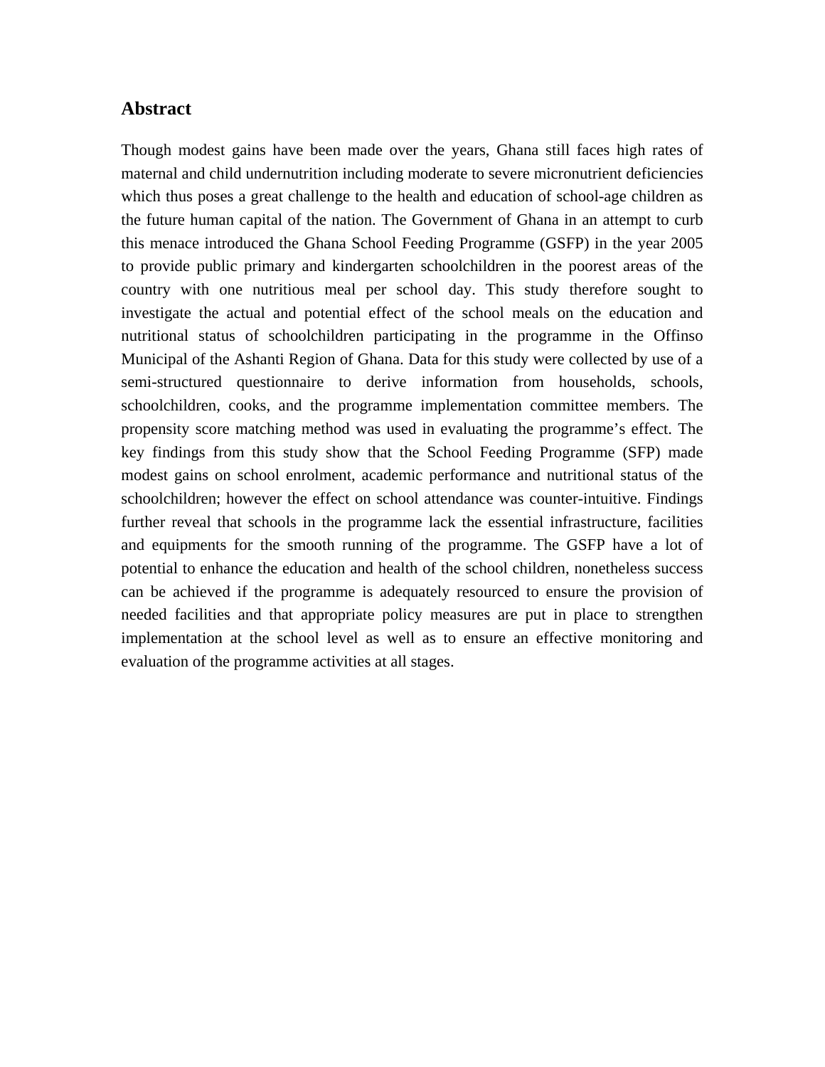## Abstract

Though modest gains have been made over the years, Ghana still faces high rates of maternal and child undernutrition including moderate to severe micronutrient deficiencies which thus poses a great challenge to the health and education of school-age children as the future human capital of the nation. The Government of Ghana in an attempt to curb this menace introduced the Ghana School Feeding Programme (GSFP) in the year 2005 to provide public primary and kindergarten schoolchildren in the poorest areas of the country with one nutritious meal per school day. This study therefore sought to investigate the actual and potential effect of the school meals on the education and nutritional status of schoolchildren participating in the programme in the Offinso Municipal of the Ashanti Region of Ghana. Data for this study were collected by use of a semi-structured questionnaire to derive information from households, schools, schoolchildren, cooks, and the programme implementation committee members. The propensity score matching method was used in evaluating the programme's effect. The key findings from this study show that the School Feeding Programme (SFP) made modest gains on school enrolment, academic performance and nutritional status of the schoolchildren; however the effect on school attendance was counter-intuitive. Findings further reveal that schools in the programme lack the essential infrastructure, facilities and equipments for the smooth running of the programme. The GSFP have a lot of potential to enhance the education and health of the school children, nonetheless success can be achieved if the programme is adequately resourced to ensure the provision of needed facilities and that appropriate policy measures are put in place to strengthen implementation at the school level as well as to ensure an effective monitoring and evaluation of the programme activities at all stages.